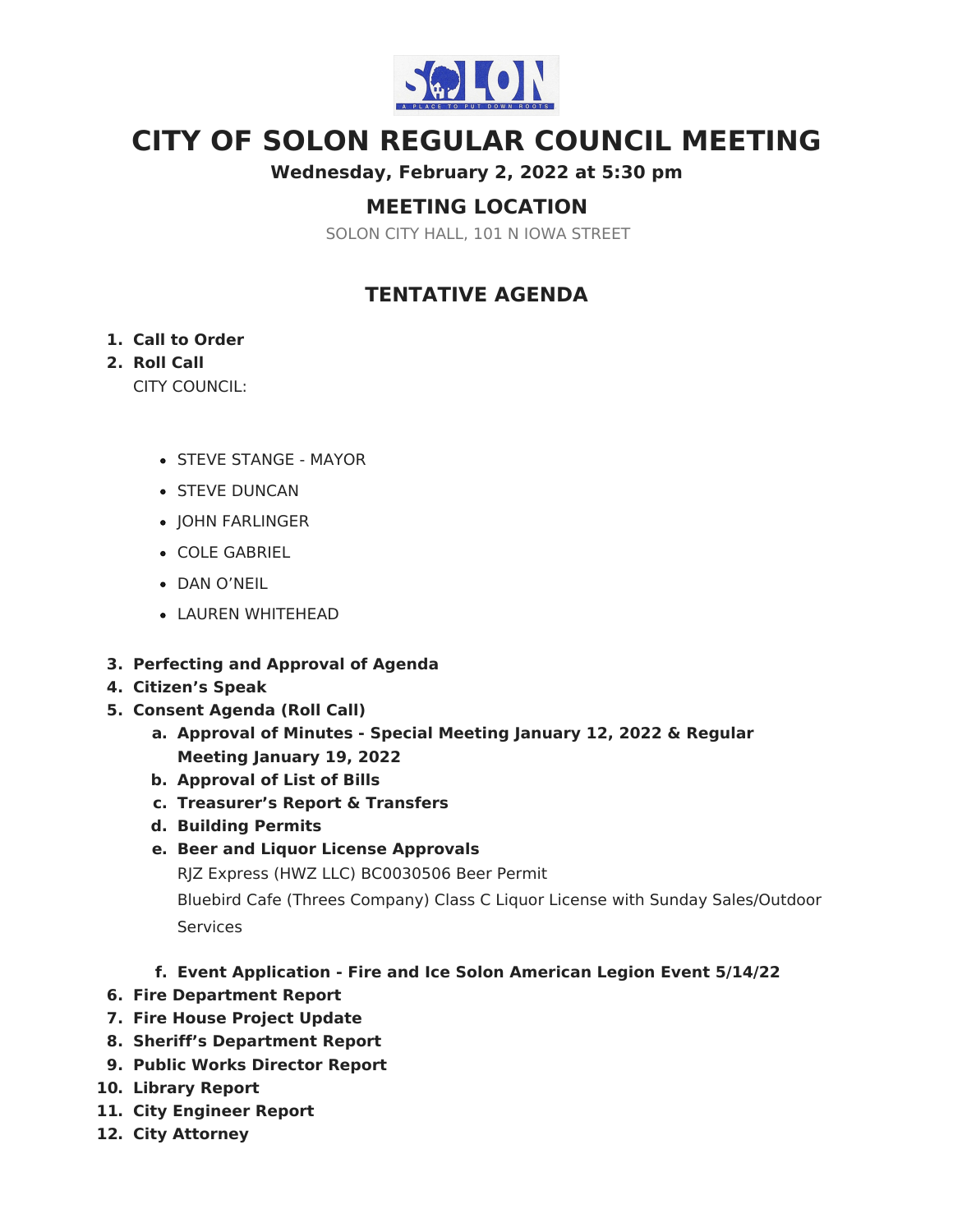# CITY OF SOLON REGULAR COUNCIL MEETING

**Wednesday, February 2, 2022 at 5:30 pm**

## MEETING LOCATION

SOLON CITY HALL, 101 N IOWA STREET

## TENTATIVE AGENDA

1. **Call to Order**
2. **Roll Call**

   CITY COUNCIL:

   - STEVE STANGE - MAYOR
   - STEVE DUNCAN
   - JOHN FARLINGER
   - COLE GABRIEL
   - DAN O'NEIL
   - LAUREN WHITEHEAD

3. **Perfecting and Approval of Agenda**
4. **Citizen's Speak**
5. **Consent Agenda (Roll Call)**
   a. **Approval of Minutes - Special Meeting January 12, 2022 & Regular Meeting January 19, 2022**
   b. **Approval of List of Bills**
   c. **Treasurer's Report & Transfers**
   d. **Building Permits**
   e. **Beer and Liquor License Approvals**

      RJZ Express (HWZ LLC) BC0030506 Beer Permit

      Bluebird Cafe (Threes Company) Class C Liquor License with Sunday Sales/Outdoor Services

   f. **Event Application - Fire and Ice Solon American Legion Event 5/14/22**
6. **Fire Department Report**
7. **Fire House Project Update**
8. **Sheriff's Department Report**
9. **Public Works Director Report**
10. **Library Report**
11. **City Engineer Report**
12. **City Attorney**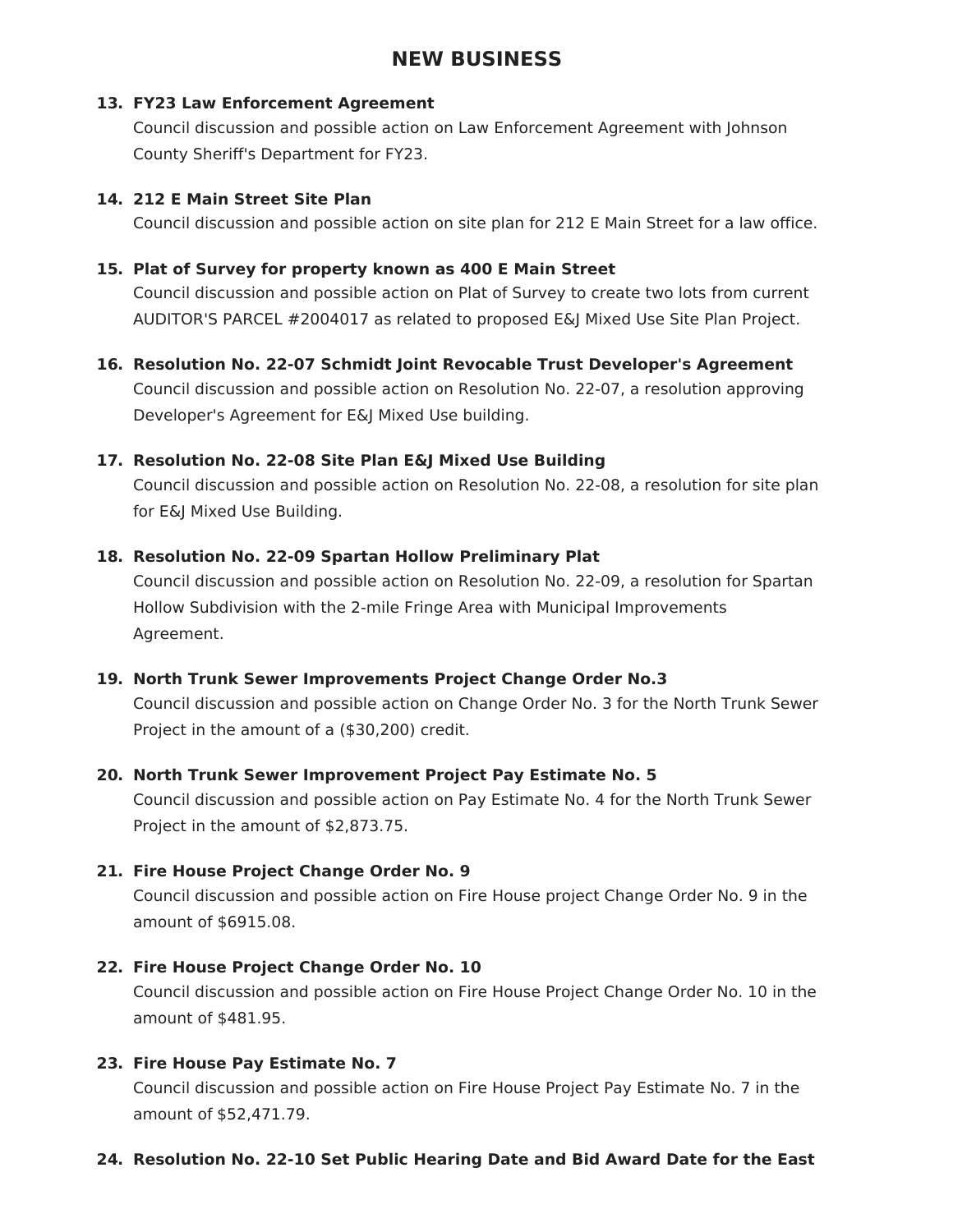## NEW BUSINESS

13. **FY23 Law Enforcement Agreement**
    Council discussion and possible action on Law Enforcement Agreement with Johnson County Sheriff's Department for FY23.

14. **212 E Main Street Site Plan**
    Council discussion and possible action on site plan for 212 E Main Street for a law office.

15. **Plat of Survey for property known as 400 E Main Street**
    Council discussion and possible action on Plat of Survey to create two lots from current AUDITOR'S PARCEL #2004017 as related to proposed E&J Mixed Use Site Plan Project.

16. **Resolution No. 22-07 Schmidt Joint Revocable Trust Developer's Agreement**
    Council discussion and possible action on Resolution No. 22-07, a resolution approving Developer's Agreement for E&J Mixed Use building.

17. **Resolution No. 22-08 Site Plan E&J Mixed Use Building**
    Council discussion and possible action on Resolution No. 22-08, a resolution for site plan for E&J Mixed Use Building.

18. **Resolution No. 22-09 Spartan Hollow Preliminary Plat**
    Council discussion and possible action on Resolution No. 22-09, a resolution for Spartan Hollow Subdivision with the 2-mile Fringe Area with Municipal Improvements Agreement.

19. **North Trunk Sewer Improvements Project Change Order No.3**
    Council discussion and possible action on Change Order No. 3 for the North Trunk Sewer Project in the amount of a ($30,200) credit.

20. **North Trunk Sewer Improvement Project Pay Estimate No. 5**
    Council discussion and possible action on Pay Estimate No. 4 for the North Trunk Sewer Project in the amount of $2,873.75.

21. **Fire House Project Change Order No. 9**
    Council discussion and possible action on Fire House project Change Order No. 9 in the amount of $6915.08.

22. **Fire House Project Change Order No. 10**
    Council discussion and possible action on Fire House Project Change Order No. 10 in the amount of $481.95.

23. **Fire House Pay Estimate No. 7**
    Council discussion and possible action on Fire House Project Pay Estimate No. 7 in the amount of $52,471.79.

24. **Resolution No. 22-10 Set Public Hearing Date and Bid Award Date for the East**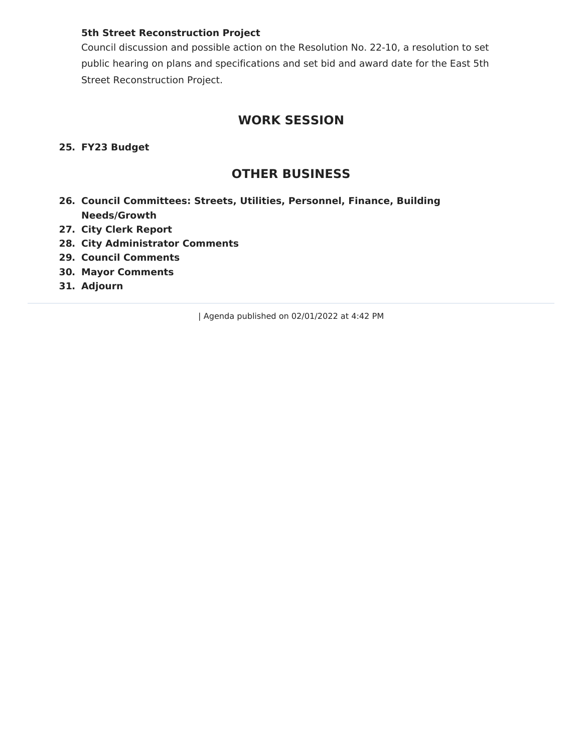**5th Street Reconstruction Project**

Council discussion and possible action on the Resolution No. 22-10, a resolution to set public hearing on plans and specifications and set bid and award date for the East 5th Street Reconstruction Project.

## WORK SESSION

25. **FY23 Budget**

## OTHER BUSINESS

26. **Council Committees: Streets, Utilities, Personnel, Finance, Building Needs/Growth**
27. **City Clerk Report**
28. **City Administrator Comments**
29. **Council Comments**
30. **Mayor Comments**
31. **Adjourn**

---

| Agenda published on 02/01/2022 at 4:42 PM